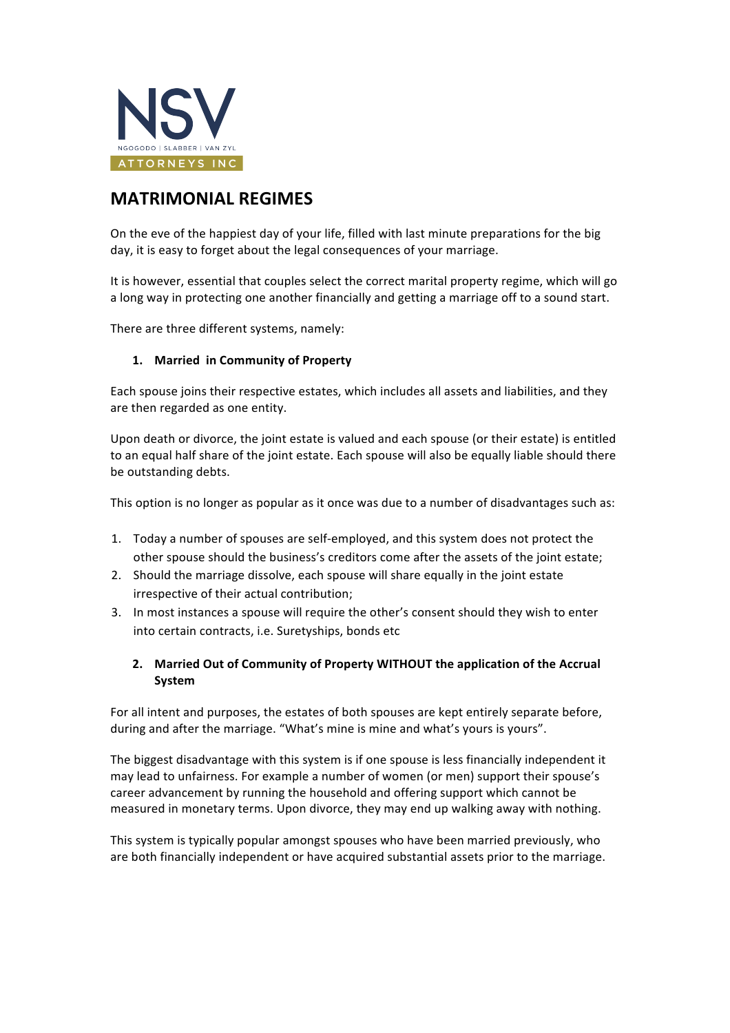NSV

NGOGODO | SLABBER | VAN ZYL

ATTORNEYS INC

# MATRIMONIAL REGIMES

On the eve of the happiest day of your life, filled with last minute preparations for the big day, it is easy to forget about the legal consequences of your marriage.

It is however, essential that couples select the correct marital property regime, which will go a long way in protecting one another financially and getting a marriage off to a sound start.

There are three different systems, namely:

### 1. Married in Community of Property

Each spouse joins their respective estates, which includes all assets and liabilities, and they are then regarded as one entity.

Upon death or divorce, the joint estate is valued and each spouse (or their estate) is entitled to an equal half share of the joint estate. Each spouse will also be equally liable should there be outstanding debts.

This option is no longer as popular as it once was due to a number of disadvantages such as:

1. Today a number of spouses are self-employed, and this system does not protect the other spouse should the business's creditors come after the assets of the joint estate;
2. Should the marriage dissolve, each spouse will share equally in the joint estate irrespective of their actual contribution;
3. In most instances a spouse will require the other's consent should they wish to enter into certain contracts, i.e. Suretyships, bonds etc

### 2. Married Out of Community of Property WITHOUT the application of the Accrual System

For all intent and purposes, the estates of both spouses are kept entirely separate before, during and after the marriage. "What's mine is mine and what's yours is yours".

The biggest disadvantage with this system is if one spouse is less financially independent it may lead to unfairness. For example a number of women (or men) support their spouse's career advancement by running the household and offering support which cannot be measured in monetary terms. Upon divorce, they may end up walking away with nothing.

This system is typically popular amongst spouses who have been married previously, who are both financially independent or have acquired substantial assets prior to the marriage.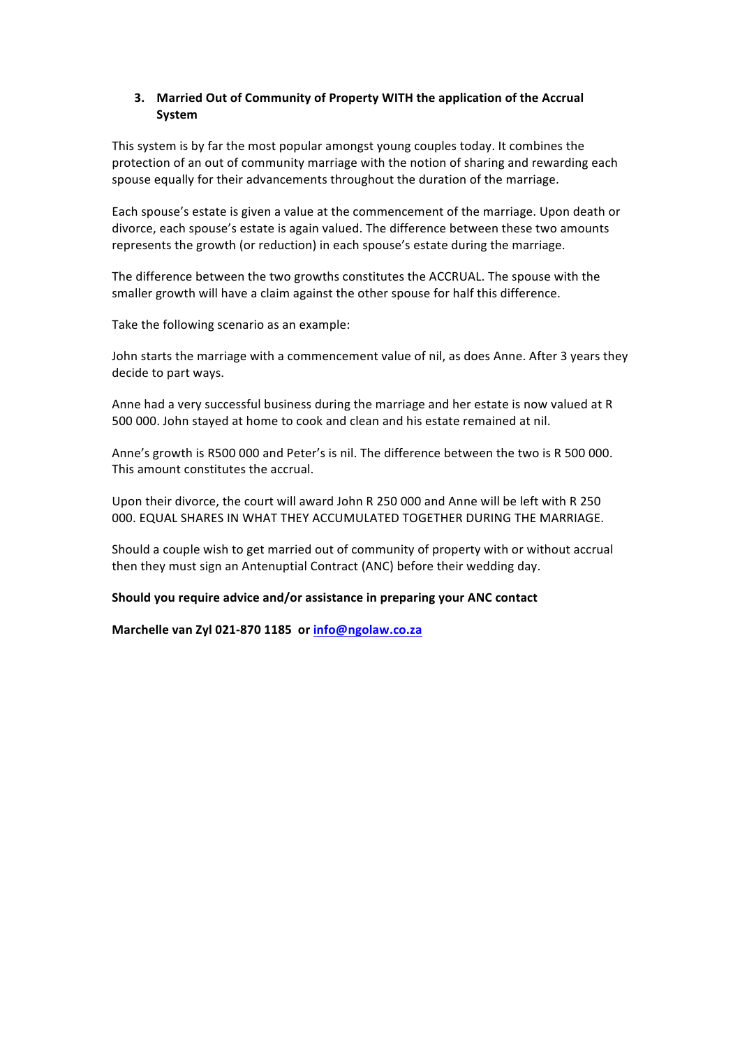### 3. Married Out of Community of Property WITH the application of the Accrual System

This system is by far the most popular amongst young couples today. It combines the protection of an out of community marriage with the notion of sharing and rewarding each spouse equally for their advancements throughout the duration of the marriage.

Each spouse's estate is given a value at the commencement of the marriage. Upon death or divorce, each spouse's estate is again valued. The difference between these two amounts represents the growth (or reduction) in each spouse's estate during the marriage.

The difference between the two growths constitutes the ACCRUAL. The spouse with the smaller growth will have a claim against the other spouse for half this difference.

Take the following scenario as an example:

John starts the marriage with a commencement value of nil, as does Anne. After 3 years they decide to part ways.

Anne had a very successful business during the marriage and her estate is now valued at R 500 000. John stayed at home to cook and clean and his estate remained at nil.

Anne's growth is R500 000 and Peter's is nil. The difference between the two is R 500 000. This amount constitutes the accrual.

Upon their divorce, the court will award John R 250 000 and Anne will be left with R 250 000. EQUAL SHARES IN WHAT THEY ACCUMULATED TOGETHER DURING THE MARRIAGE.

Should a couple wish to get married out of community of property with or without accrual then they must sign an Antenuptial Contract (ANC) before their wedding day.

**Should you require advice and/or assistance in preparing your ANC contact**

**Marchelle van Zyl 021-870 1185 or [info@ngolaw.co.za](mailto:info@ngolaw.co.za)**